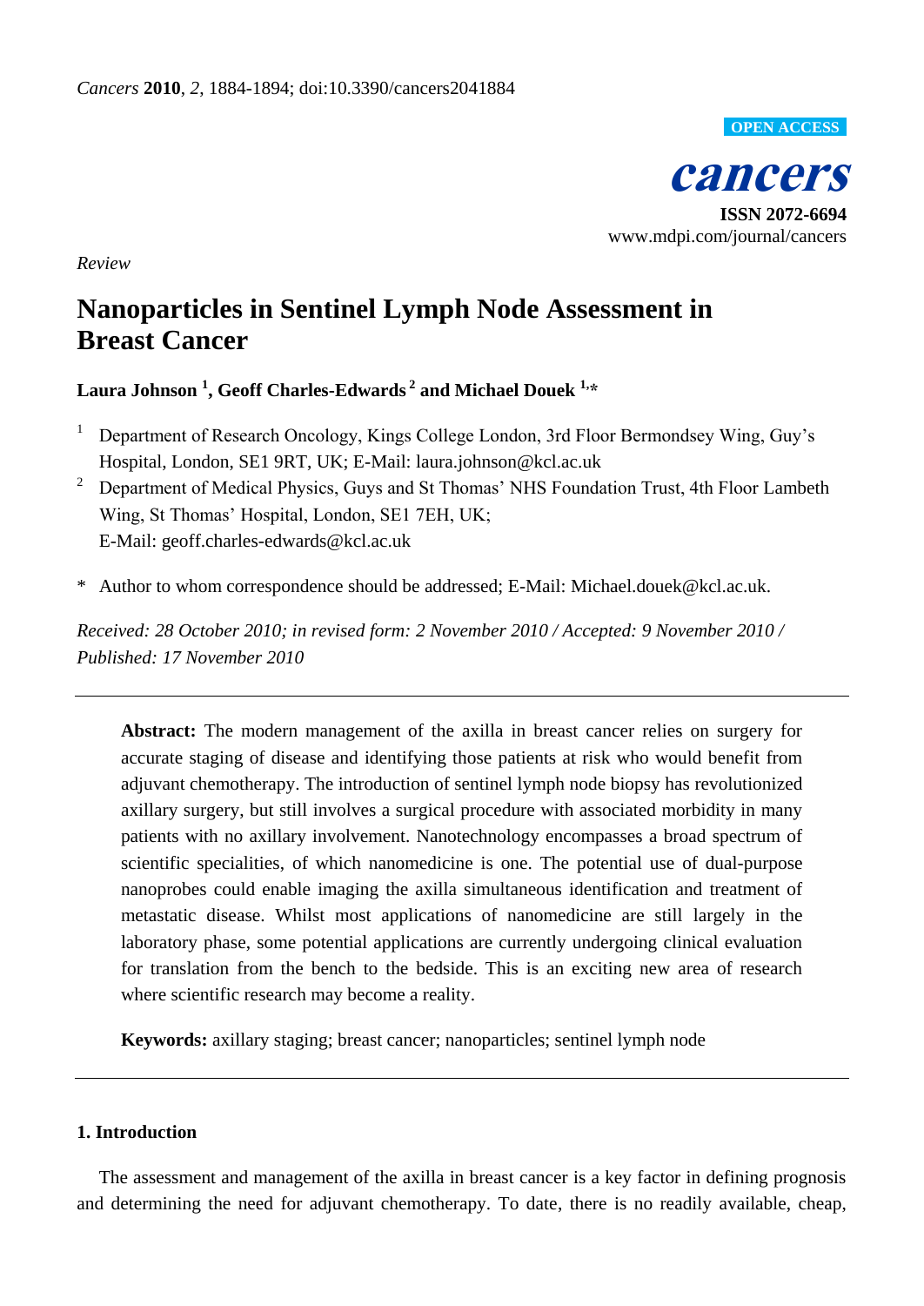*Cancers* **2010**, *2*, 1884-1894; doi:10.3390/cancers2041884

**OPEN ACCESS**

# *cancers*

**ISSN 2072-6694**
www.mdpi.com/journal/cancers

*Review*

# Nanoparticles in Sentinel Lymph Node Assessment in Breast Cancer

**Laura Johnson [1], Geoff Charles-Edwards [2] and Michael Douek [1,*]**

[1] Department of Research Oncology, Kings College London, 3rd Floor Bermondsey Wing, Guy's Hospital, London, SE1 9RT, UK; E-Mail: laura.johnson@kcl.ac.uk

[2] Department of Medical Physics, Guys and St Thomas' NHS Foundation Trust, 4th Floor Lambeth Wing, St Thomas' Hospital, London, SE1 7EH, UK; E-Mail: geoff.charles-edwards@kcl.ac.uk

\* Author to whom correspondence should be addressed; E-Mail: Michael.douek@kcl.ac.uk.

*Received: 28 October 2010; in revised form: 2 November 2010 / Accepted: 9 November 2010 / Published: 17 November 2010*

---

**Abstract:** The modern management of the axilla in breast cancer relies on surgery for accurate staging of disease and identifying those patients at risk who would benefit from adjuvant chemotherapy. The introduction of sentinel lymph node biopsy has revolutionized axillary surgery, but still involves a surgical procedure with associated morbidity in many patients with no axillary involvement. Nanotechnology encompasses a broad spectrum of scientific specialities, of which nanomedicine is one. The potential use of dual-purpose nanoprobes could enable imaging the axilla simultaneous identification and treatment of metastatic disease. Whilst most applications of nanomedicine are still largely in the laboratory phase, some potential applications are currently undergoing clinical evaluation for translation from the bench to the bedside. This is an exciting new area of research where scientific research may become a reality.

**Keywords:** axillary staging; breast cancer; nanoparticles; sentinel lymph node

---

## 1. Introduction

The assessment and management of the axilla in breast cancer is a key factor in defining prognosis and determining the need for adjuvant chemotherapy. To date, there is no readily available, cheap,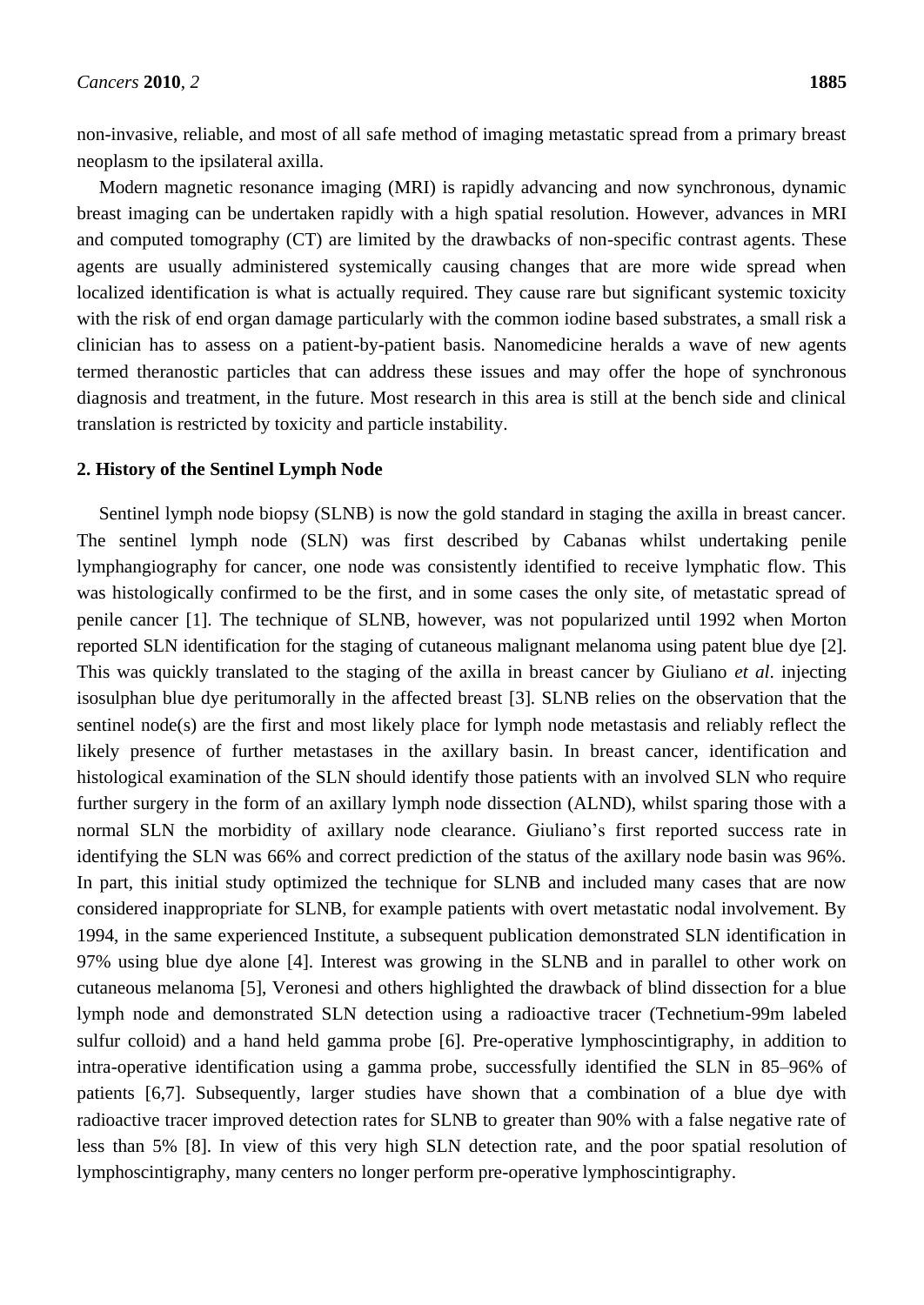non-invasive, reliable, and most of all safe method of imaging metastatic spread from a primary breast neoplasm to the ipsilateral axilla.

Modern magnetic resonance imaging (MRI) is rapidly advancing and now synchronous, dynamic breast imaging can be undertaken rapidly with a high spatial resolution. However, advances in MRI and computed tomography (CT) are limited by the drawbacks of non-specific contrast agents. These agents are usually administered systemically causing changes that are more wide spread when localized identification is what is actually required. They cause rare but significant systemic toxicity with the risk of end organ damage particularly with the common iodine based substrates, a small risk a clinician has to assess on a patient-by-patient basis. Nanomedicine heralds a wave of new agents termed theranostic particles that can address these issues and may offer the hope of synchronous diagnosis and treatment, in the future. Most research in this area is still at the bench side and clinical translation is restricted by toxicity and particle instability.

## 2. History of the Sentinel Lymph Node

Sentinel lymph node biopsy (SLNB) is now the gold standard in staging the axilla in breast cancer. The sentinel lymph node (SLN) was first described by Cabanas whilst undertaking penile lymphangiography for cancer, one node was consistently identified to receive lymphatic flow. This was histologically confirmed to be the first, and in some cases the only site, of metastatic spread of penile cancer [1]. The technique of SLNB, however, was not popularized until 1992 when Morton reported SLN identification for the staging of cutaneous malignant melanoma using patent blue dye [2]. This was quickly translated to the staging of the axilla in breast cancer by Giuliano *et al*. injecting isosulphan blue dye peritumorally in the affected breast [3]. SLNB relies on the observation that the sentinel node(s) are the first and most likely place for lymph node metastasis and reliably reflect the likely presence of further metastases in the axillary basin. In breast cancer, identification and histological examination of the SLN should identify those patients with an involved SLN who require further surgery in the form of an axillary lymph node dissection (ALND), whilst sparing those with a normal SLN the morbidity of axillary node clearance. Giuliano's first reported success rate in identifying the SLN was 66% and correct prediction of the status of the axillary node basin was 96%. In part, this initial study optimized the technique for SLNB and included many cases that are now considered inappropriate for SLNB, for example patients with overt metastatic nodal involvement. By 1994, in the same experienced Institute, a subsequent publication demonstrated SLN identification in 97% using blue dye alone [4]. Interest was growing in the SLNB and in parallel to other work on cutaneous melanoma [5], Veronesi and others highlighted the drawback of blind dissection for a blue lymph node and demonstrated SLN detection using a radioactive tracer (Technetium-99m labeled sulfur colloid) and a hand held gamma probe [6]. Pre-operative lymphoscintigraphy, in addition to intra-operative identification using a gamma probe, successfully identified the SLN in 85–96% of patients [6,7]. Subsequently, larger studies have shown that a combination of a blue dye with radioactive tracer improved detection rates for SLNB to greater than 90% with a false negative rate of less than 5% [8]. In view of this very high SLN detection rate, and the poor spatial resolution of lymphoscintigraphy, many centers no longer perform pre-operative lymphoscintigraphy.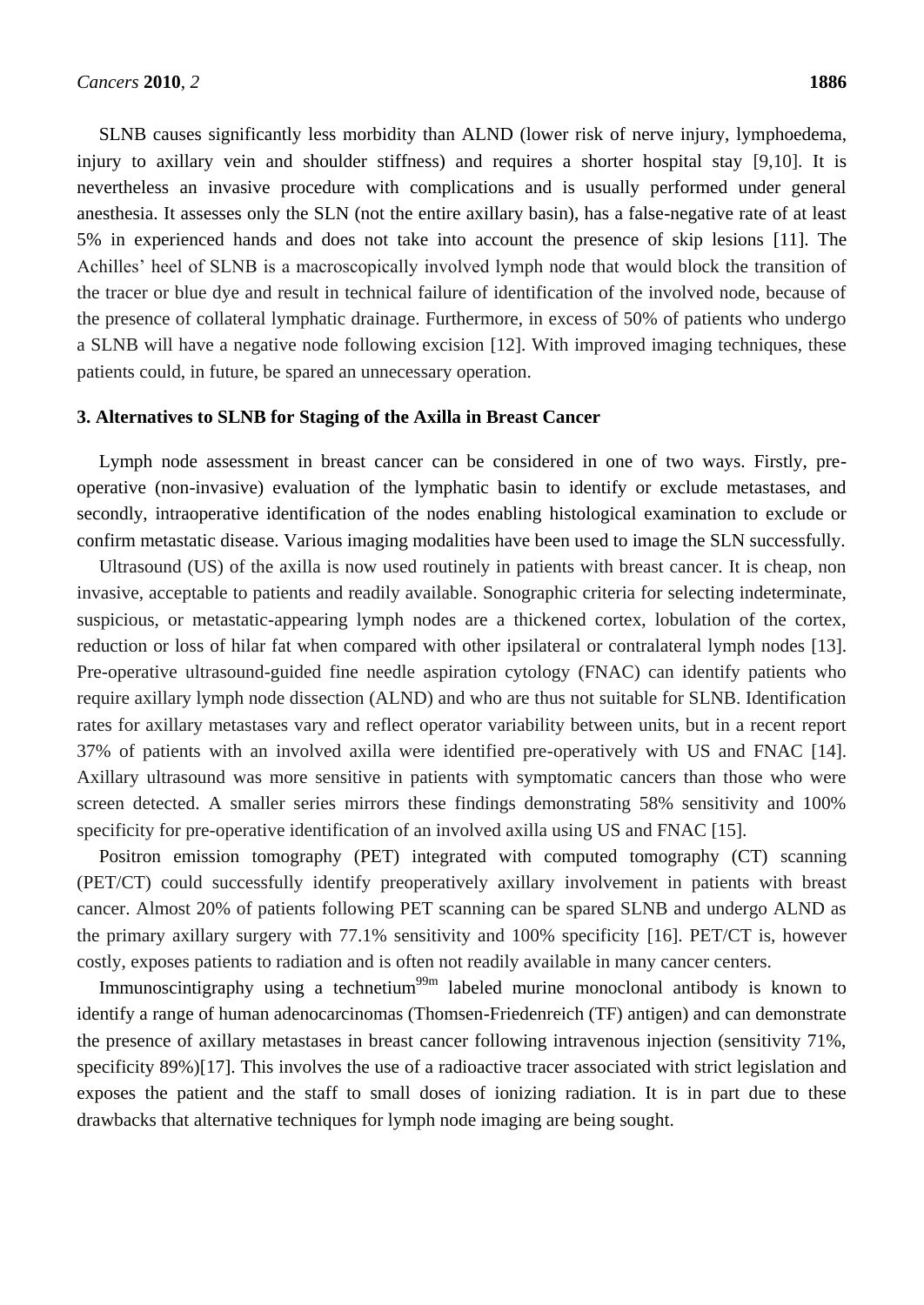SLNB causes significantly less morbidity than ALND (lower risk of nerve injury, lymphoedema, injury to axillary vein and shoulder stiffness) and requires a shorter hospital stay [9,10]. It is nevertheless an invasive procedure with complications and is usually performed under general anesthesia. It assesses only the SLN (not the entire axillary basin), has a false-negative rate of at least 5% in experienced hands and does not take into account the presence of skip lesions [11]. The Achilles' heel of SLNB is a macroscopically involved lymph node that would block the transition of the tracer or blue dye and result in technical failure of identification of the involved node, because of the presence of collateral lymphatic drainage. Furthermore, in excess of 50% of patients who undergo a SLNB will have a negative node following excision [12]. With improved imaging techniques, these patients could, in future, be spared an unnecessary operation.

## 3. Alternatives to SLNB for Staging of the Axilla in Breast Cancer

Lymph node assessment in breast cancer can be considered in one of two ways. Firstly, pre-operative (non-invasive) evaluation of the lymphatic basin to identify or exclude metastases, and secondly, intraoperative identification of the nodes enabling histological examination to exclude or confirm metastatic disease. Various imaging modalities have been used to image the SLN successfully.

Ultrasound (US) of the axilla is now used routinely in patients with breast cancer. It is cheap, non invasive, acceptable to patients and readily available. Sonographic criteria for selecting indeterminate, suspicious, or metastatic-appearing lymph nodes are a thickened cortex, lobulation of the cortex, reduction or loss of hilar fat when compared with other ipsilateral or contralateral lymph nodes [13]. Pre-operative ultrasound-guided fine needle aspiration cytology (FNAC) can identify patients who require axillary lymph node dissection (ALND) and who are thus not suitable for SLNB. Identification rates for axillary metastases vary and reflect operator variability between units, but in a recent report 37% of patients with an involved axilla were identified pre-operatively with US and FNAC [14]. Axillary ultrasound was more sensitive in patients with symptomatic cancers than those who were screen detected. A smaller series mirrors these findings demonstrating 58% sensitivity and 100% specificity for pre-operative identification of an involved axilla using US and FNAC [15].

Positron emission tomography (PET) integrated with computed tomography (CT) scanning (PET/CT) could successfully identify preoperatively axillary involvement in patients with breast cancer. Almost 20% of patients following PET scanning can be spared SLNB and undergo ALND as the primary axillary surgery with 77.1% sensitivity and 100% specificity [16]. PET/CT is, however costly, exposes patients to radiation and is often not readily available in many cancer centers.

Immunoscintigraphy using a technetium$^{99m}$ labeled murine monoclonal antibody is known to identify a range of human adenocarcinomas (Thomsen-Friedenreich (TF) antigen) and can demonstrate the presence of axillary metastases in breast cancer following intravenous injection (sensitivity 71%, specificity 89%)[17]. This involves the use of a radioactive tracer associated with strict legislation and exposes the patient and the staff to small doses of ionizing radiation. It is in part due to these drawbacks that alternative techniques for lymph node imaging are being sought.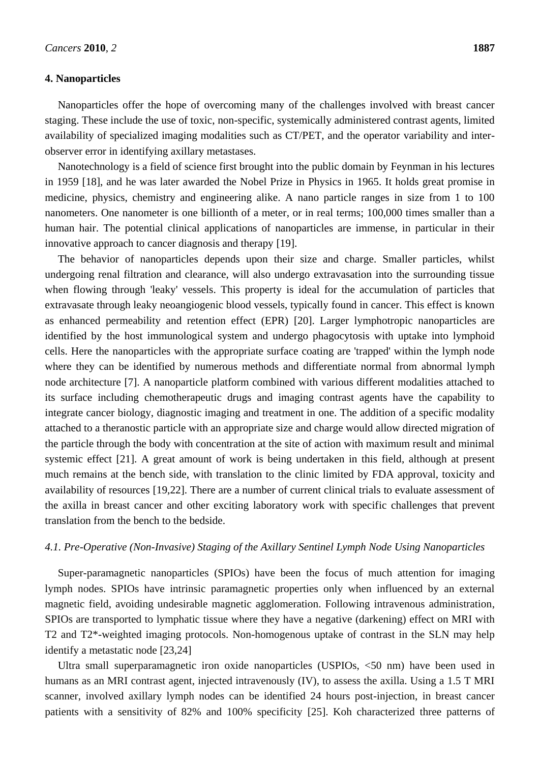## 4. Nanoparticles

Nanoparticles offer the hope of overcoming many of the challenges involved with breast cancer staging. These include the use of toxic, non-specific, systemically administered contrast agents, limited availability of specialized imaging modalities such as CT/PET, and the operator variability and inter-observer error in identifying axillary metastases.

Nanotechnology is a field of science first brought into the public domain by Feynman in his lectures in 1959 [18], and he was later awarded the Nobel Prize in Physics in 1965. It holds great promise in medicine, physics, chemistry and engineering alike. A nano particle ranges in size from 1 to 100 nanometers. One nanometer is one billionth of a meter, or in real terms; 100,000 times smaller than a human hair. The potential clinical applications of nanoparticles are immense, in particular in their innovative approach to cancer diagnosis and therapy [19].

The behavior of nanoparticles depends upon their size and charge. Smaller particles, whilst undergoing renal filtration and clearance, will also undergo extravasation into the surrounding tissue when flowing through 'leaky' vessels. This property is ideal for the accumulation of particles that extravasate through leaky neoangiogenic blood vessels, typically found in cancer. This effect is known as enhanced permeability and retention effect (EPR) [20]. Larger lymphotropic nanoparticles are identified by the host immunological system and undergo phagocytosis with uptake into lymphoid cells. Here the nanoparticles with the appropriate surface coating are 'trapped' within the lymph node where they can be identified by numerous methods and differentiate normal from abnormal lymph node architecture [7]. A nanoparticle platform combined with various different modalities attached to its surface including chemotherapeutic drugs and imaging contrast agents have the capability to integrate cancer biology, diagnostic imaging and treatment in one. The addition of a specific modality attached to a theranostic particle with an appropriate size and charge would allow directed migration of the particle through the body with concentration at the site of action with maximum result and minimal systemic effect [21]. A great amount of work is being undertaken in this field, although at present much remains at the bench side, with translation to the clinic limited by FDA approval, toxicity and availability of resources [19,22]. There are a number of current clinical trials to evaluate assessment of the axilla in breast cancer and other exciting laboratory work with specific challenges that prevent translation from the bench to the bedside.

### *4.1. Pre-Operative (Non-Invasive) Staging of the Axillary Sentinel Lymph Node Using Nanoparticles*

Super-paramagnetic nanoparticles (SPIOs) have been the focus of much attention for imaging lymph nodes. SPIOs have intrinsic paramagnetic properties only when influenced by an external magnetic field, avoiding undesirable magnetic agglomeration. Following intravenous administration, SPIOs are transported to lymphatic tissue where they have a negative (darkening) effect on MRI with T2 and T2*-weighted imaging protocols. Non-homogenous uptake of contrast in the SLN may help identify a metastatic node [23,24]

Ultra small superparamagnetic iron oxide nanoparticles (USPIOs, <50 nm) have been used in humans as an MRI contrast agent, injected intravenously (IV), to assess the axilla. Using a 1.5 T MRI scanner, involved axillary lymph nodes can be identified 24 hours post-injection, in breast cancer patients with a sensitivity of 82% and 100% specificity [25]. Koh characterized three patterns of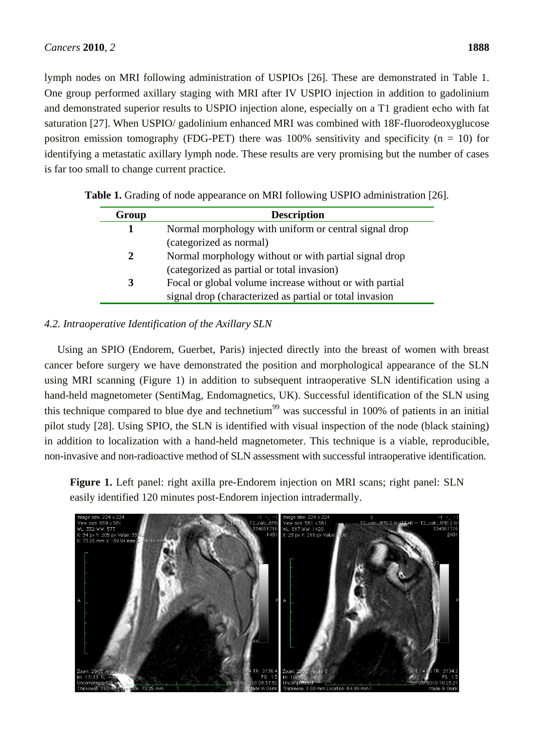lymph nodes on MRI following administration of USPIOs [26]. These are demonstrated in Table 1. One group performed axillary staging with MRI after IV USPIO injection in addition to gadolinium and demonstrated superior results to USPIO injection alone, especially on a T1 gradient echo with fat saturation [27]. When USPIO/ gadolinium enhanced MRI was combined with 18F-fluorodeoxyglucose positron emission tomography (FDG-PET) there was 100% sensitivity and specificity (n = 10) for identifying a metastatic axillary lymph node. These results are very promising but the number of cases is far too small to change current practice.

**Table 1.** Grading of node appearance on MRI following USPIO administration [26].

| Group | Description |
|---|---|
| **1** | Normal morphology with uniform or central signal drop (categorized as normal) |
| **2** | Normal morphology without or with partial signal drop (categorized as partial or total invasion) |
| **3** | Focal or global volume increase without or with partial signal drop (characterized as partial or total invasion |

### *4.2. Intraoperative Identification of the Axillary SLN*

Using an SPIO (Endorem, Guerbet, Paris) injected directly into the breast of women with breast cancer before surgery we have demonstrated the position and morphological appearance of the SLN using MRI scanning (Figure 1) in addition to subsequent intraoperative SLN identification using a hand-held magnetometer (SentiMag, Endomagnetics, UK). Successful identification of the SLN using this technique compared to blue dye and technetium$^{99}$ was successful in 100% of patients in an initial pilot study [28]. Using SPIO, the SLN is identified with visual inspection of the node (black staining) in addition to localization with a hand-held magnetometer. This technique is a viable, reproducible, non-invasive and non-radioactive method of SLN assessment with successful intraoperative identification.

**Figure 1.** Left panel: right axilla pre-Endorem injection on MRI scans; right panel: SLN easily identified 120 minutes post-Endorem injection intradermally.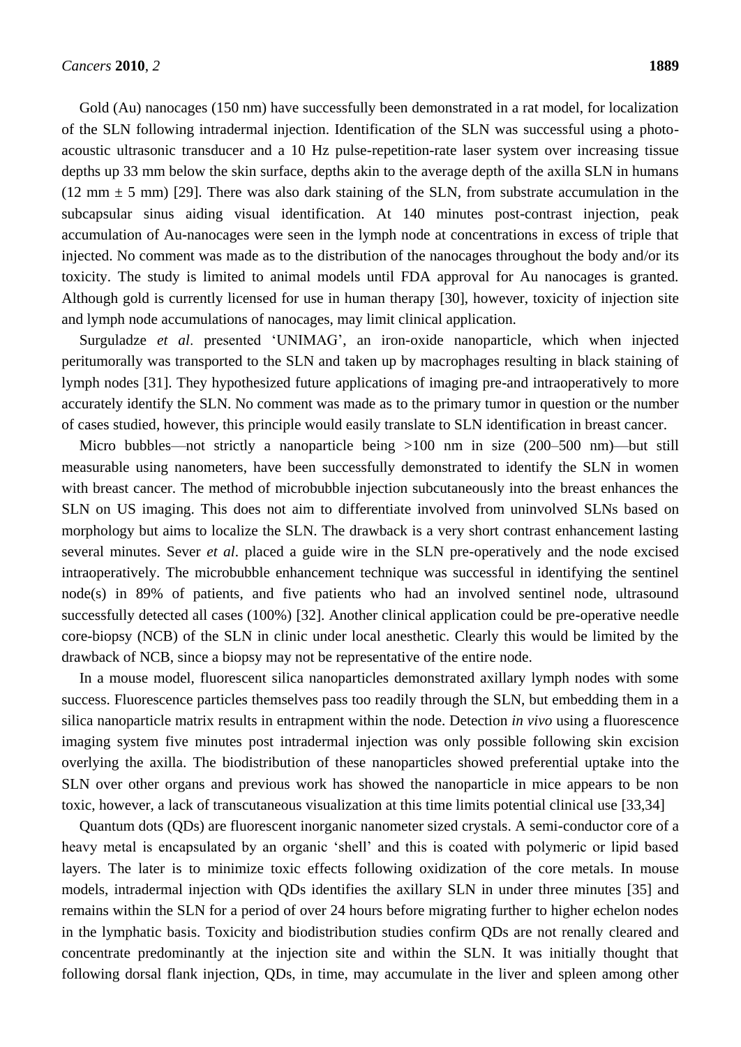Gold (Au) nanocages (150 nm) have successfully been demonstrated in a rat model, for localization of the SLN following intradermal injection. Identification of the SLN was successful using a photo-acoustic ultrasonic transducer and a 10 Hz pulse-repetition-rate laser system over increasing tissue depths up 33 mm below the skin surface, depths akin to the average depth of the axilla SLN in humans (12 mm ± 5 mm) [29]. There was also dark staining of the SLN, from substrate accumulation in the subcapsular sinus aiding visual identification. At 140 minutes post-contrast injection, peak accumulation of Au-nanocages were seen in the lymph node at concentrations in excess of triple that injected. No comment was made as to the distribution of the nanocages throughout the body and/or its toxicity. The study is limited to animal models until FDA approval for Au nanocages is granted. Although gold is currently licensed for use in human therapy [30], however, toxicity of injection site and lymph node accumulations of nanocages, may limit clinical application.

Surguladze *et al*. presented 'UNIMAG', an iron-oxide nanoparticle, which when injected peritumorally was transported to the SLN and taken up by macrophages resulting in black staining of lymph nodes [31]. They hypothesized future applications of imaging pre-and intraoperatively to more accurately identify the SLN. No comment was made as to the primary tumor in question or the number of cases studied, however, this principle would easily translate to SLN identification in breast cancer.

Micro bubbles—not strictly a nanoparticle being >100 nm in size (200–500 nm)—but still measurable using nanometers, have been successfully demonstrated to identify the SLN in women with breast cancer. The method of microbubble injection subcutaneously into the breast enhances the SLN on US imaging. This does not aim to differentiate involved from uninvolved SLNs based on morphology but aims to localize the SLN. The drawback is a very short contrast enhancement lasting several minutes. Sever *et al*. placed a guide wire in the SLN pre-operatively and the node excised intraoperatively. The microbubble enhancement technique was successful in identifying the sentinel node(s) in 89% of patients, and five patients who had an involved sentinel node, ultrasound successfully detected all cases (100%) [32]. Another clinical application could be pre-operative needle core-biopsy (NCB) of the SLN in clinic under local anesthetic. Clearly this would be limited by the drawback of NCB, since a biopsy may not be representative of the entire node.

In a mouse model, fluorescent silica nanoparticles demonstrated axillary lymph nodes with some success. Fluorescence particles themselves pass too readily through the SLN, but embedding them in a silica nanoparticle matrix results in entrapment within the node. Detection *in vivo* using a fluorescence imaging system five minutes post intradermal injection was only possible following skin excision overlying the axilla. The biodistribution of these nanoparticles showed preferential uptake into the SLN over other organs and previous work has showed the nanoparticle in mice appears to be non toxic, however, a lack of transcutaneous visualization at this time limits potential clinical use [33,34]

Quantum dots (QDs) are fluorescent inorganic nanometer sized crystals. A semi-conductor core of a heavy metal is encapsulated by an organic 'shell' and this is coated with polymeric or lipid based layers. The later is to minimize toxic effects following oxidization of the core metals. In mouse models, intradermal injection with QDs identifies the axillary SLN in under three minutes [35] and remains within the SLN for a period of over 24 hours before migrating further to higher echelon nodes in the lymphatic basis. Toxicity and biodistribution studies confirm QDs are not renally cleared and concentrate predominantly at the injection site and within the SLN. It was initially thought that following dorsal flank injection, QDs, in time, may accumulate in the liver and spleen among other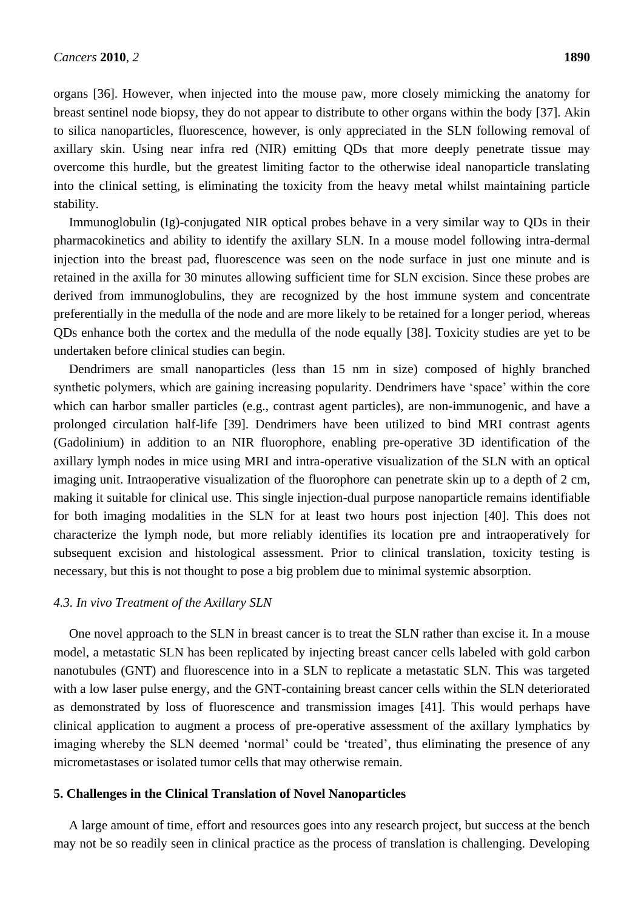organs [36]. However, when injected into the mouse paw, more closely mimicking the anatomy for breast sentinel node biopsy, they do not appear to distribute to other organs within the body [37]. Akin to silica nanoparticles, fluorescence, however, is only appreciated in the SLN following removal of axillary skin. Using near infra red (NIR) emitting QDs that more deeply penetrate tissue may overcome this hurdle, but the greatest limiting factor to the otherwise ideal nanoparticle translating into the clinical setting, is eliminating the toxicity from the heavy metal whilst maintaining particle stability.

Immunoglobulin (Ig)-conjugated NIR optical probes behave in a very similar way to QDs in their pharmacokinetics and ability to identify the axillary SLN. In a mouse model following intra-dermal injection into the breast pad, fluorescence was seen on the node surface in just one minute and is retained in the axilla for 30 minutes allowing sufficient time for SLN excision. Since these probes are derived from immunoglobulins, they are recognized by the host immune system and concentrate preferentially in the medulla of the node and are more likely to be retained for a longer period, whereas QDs enhance both the cortex and the medulla of the node equally [38]. Toxicity studies are yet to be undertaken before clinical studies can begin.

Dendrimers are small nanoparticles (less than 15 nm in size) composed of highly branched synthetic polymers, which are gaining increasing popularity. Dendrimers have 'space' within the core which can harbor smaller particles (e.g., contrast agent particles), are non-immunogenic, and have a prolonged circulation half-life [39]. Dendrimers have been utilized to bind MRI contrast agents (Gadolinium) in addition to an NIR fluorophore, enabling pre-operative 3D identification of the axillary lymph nodes in mice using MRI and intra-operative visualization of the SLN with an optical imaging unit. Intraoperative visualization of the fluorophore can penetrate skin up to a depth of 2 cm, making it suitable for clinical use. This single injection-dual purpose nanoparticle remains identifiable for both imaging modalities in the SLN for at least two hours post injection [40]. This does not characterize the lymph node, but more reliably identifies its location pre and intraoperatively for subsequent excision and histological assessment. Prior to clinical translation, toxicity testing is necessary, but this is not thought to pose a big problem due to minimal systemic absorption.

### *4.3. In vivo Treatment of the Axillary SLN*

One novel approach to the SLN in breast cancer is to treat the SLN rather than excise it. In a mouse model, a metastatic SLN has been replicated by injecting breast cancer cells labeled with gold carbon nanotubules (GNT) and fluorescence into in a SLN to replicate a metastatic SLN. This was targeted with a low laser pulse energy, and the GNT-containing breast cancer cells within the SLN deteriorated as demonstrated by loss of fluorescence and transmission images [41]. This would perhaps have clinical application to augment a process of pre-operative assessment of the axillary lymphatics by imaging whereby the SLN deemed 'normal' could be 'treated', thus eliminating the presence of any micrometastases or isolated tumor cells that may otherwise remain.

## **5. Challenges in the Clinical Translation of Novel Nanoparticles**

A large amount of time, effort and resources goes into any research project, but success at the bench may not be so readily seen in clinical practice as the process of translation is challenging. Developing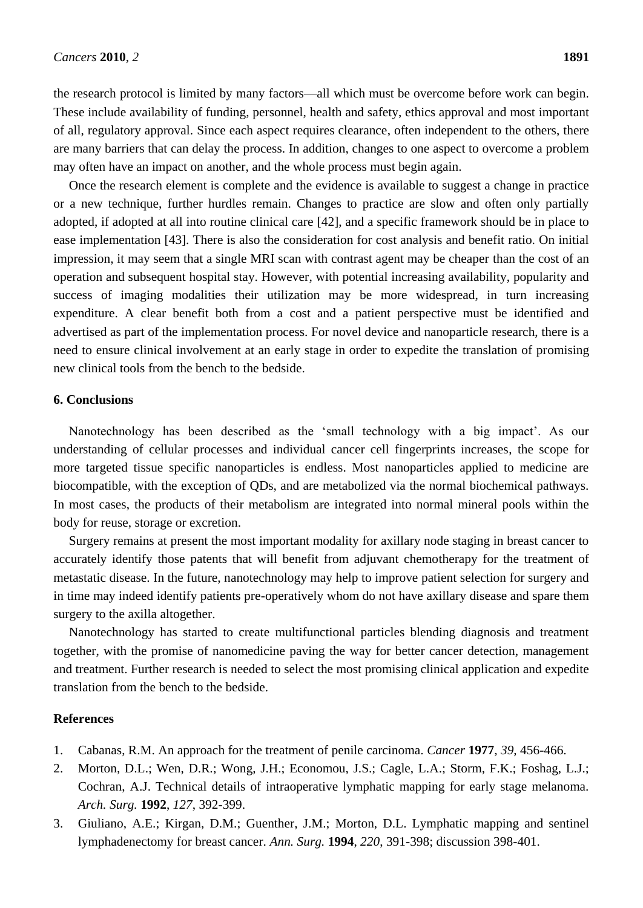the research protocol is limited by many factors—all which must be overcome before work can begin. These include availability of funding, personnel, health and safety, ethics approval and most important of all, regulatory approval. Since each aspect requires clearance, often independent to the others, there are many barriers that can delay the process. In addition, changes to one aspect to overcome a problem may often have an impact on another, and the whole process must begin again.

Once the research element is complete and the evidence is available to suggest a change in practice or a new technique, further hurdles remain. Changes to practice are slow and often only partially adopted, if adopted at all into routine clinical care [42], and a specific framework should be in place to ease implementation [43]. There is also the consideration for cost analysis and benefit ratio. On initial impression, it may seem that a single MRI scan with contrast agent may be cheaper than the cost of an operation and subsequent hospital stay. However, with potential increasing availability, popularity and success of imaging modalities their utilization may be more widespread, in turn increasing expenditure. A clear benefit both from a cost and a patient perspective must be identified and advertised as part of the implementation process. For novel device and nanoparticle research, there is a need to ensure clinical involvement at an early stage in order to expedite the translation of promising new clinical tools from the bench to the bedside.

## 6. Conclusions

Nanotechnology has been described as the 'small technology with a big impact'. As our understanding of cellular processes and individual cancer cell fingerprints increases, the scope for more targeted tissue specific nanoparticles is endless. Most nanoparticles applied to medicine are biocompatible, with the exception of QDs, and are metabolized via the normal biochemical pathways. In most cases, the products of their metabolism are integrated into normal mineral pools within the body for reuse, storage or excretion.

Surgery remains at present the most important modality for axillary node staging in breast cancer to accurately identify those patents that will benefit from adjuvant chemotherapy for the treatment of metastatic disease. In the future, nanotechnology may help to improve patient selection for surgery and in time may indeed identify patients pre-operatively whom do not have axillary disease and spare them surgery to the axilla altogether.

Nanotechnology has started to create multifunctional particles blending diagnosis and treatment together, with the promise of nanomedicine paving the way for better cancer detection, management and treatment. Further research is needed to select the most promising clinical application and expedite translation from the bench to the bedside.

## References

1. Cabanas, R.M. An approach for the treatment of penile carcinoma. *Cancer* **1977**, *39*, 456-466.
2. Morton, D.L.; Wen, D.R.; Wong, J.H.; Economou, J.S.; Cagle, L.A.; Storm, F.K.; Foshag, L.J.; Cochran, A.J. Technical details of intraoperative lymphatic mapping for early stage melanoma. *Arch. Surg.* **1992**, *127*, 392-399.
3. Giuliano, A.E.; Kirgan, D.M.; Guenther, J.M.; Morton, D.L. Lymphatic mapping and sentinel lymphadenectomy for breast cancer. *Ann. Surg.* **1994**, *220*, 391-398; discussion 398-401.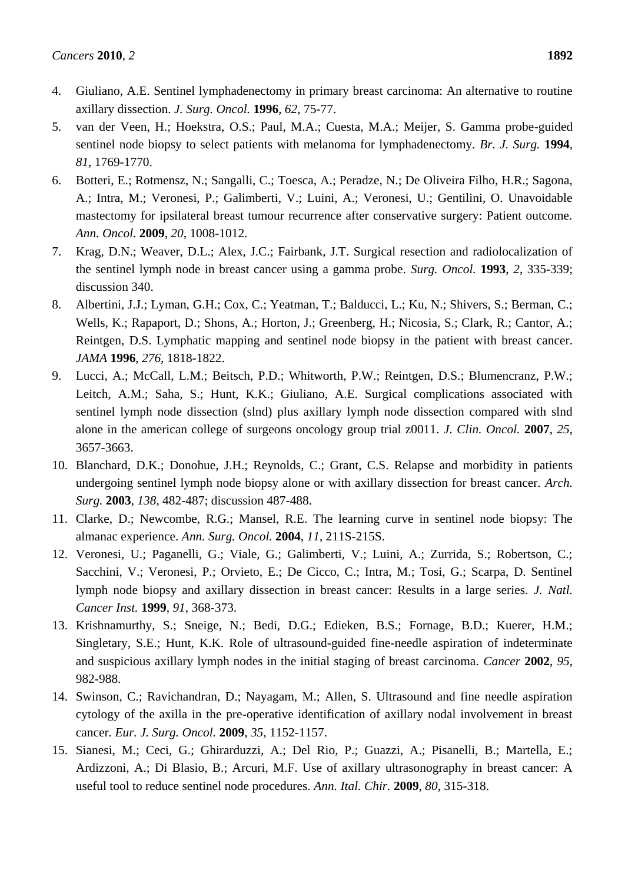4. Giuliano, A.E. Sentinel lymphadenectomy in primary breast carcinoma: An alternative to routine axillary dissection. *J. Surg. Oncol.* **1996**, *62*, 75-77.
5. van der Veen, H.; Hoekstra, O.S.; Paul, M.A.; Cuesta, M.A.; Meijer, S. Gamma probe-guided sentinel node biopsy to select patients with melanoma for lymphadenectomy. *Br. J. Surg.* **1994**, *81*, 1769-1770.
6. Botteri, E.; Rotmensz, N.; Sangalli, C.; Toesca, A.; Peradze, N.; De Oliveira Filho, H.R.; Sagona, A.; Intra, M.; Veronesi, P.; Galimberti, V.; Luini, A.; Veronesi, U.; Gentilini, O. Unavoidable mastectomy for ipsilateral breast tumour recurrence after conservative surgery: Patient outcome. *Ann. Oncol.* **2009**, *20*, 1008-1012.
7. Krag, D.N.; Weaver, D.L.; Alex, J.C.; Fairbank, J.T. Surgical resection and radiolocalization of the sentinel lymph node in breast cancer using a gamma probe. *Surg. Oncol.* **1993**, *2*, 335-339; discussion 340.
8. Albertini, J.J.; Lyman, G.H.; Cox, C.; Yeatman, T.; Balducci, L.; Ku, N.; Shivers, S.; Berman, C.; Wells, K.; Rapaport, D.; Shons, A.; Horton, J.; Greenberg, H.; Nicosia, S.; Clark, R.; Cantor, A.; Reintgen, D.S. Lymphatic mapping and sentinel node biopsy in the patient with breast cancer. *JAMA* **1996**, *276*, 1818-1822.
9. Lucci, A.; McCall, L.M.; Beitsch, P.D.; Whitworth, P.W.; Reintgen, D.S.; Blumencranz, P.W.; Leitch, A.M.; Saha, S.; Hunt, K.K.; Giuliano, A.E. Surgical complications associated with sentinel lymph node dissection (slnd) plus axillary lymph node dissection compared with slnd alone in the american college of surgeons oncology group trial z0011. *J. Clin. Oncol.* **2007**, *25*, 3657-3663.
10. Blanchard, D.K.; Donohue, J.H.; Reynolds, C.; Grant, C.S. Relapse and morbidity in patients undergoing sentinel lymph node biopsy alone or with axillary dissection for breast cancer. *Arch. Surg.* **2003**, *138*, 482-487; discussion 487-488.
11. Clarke, D.; Newcombe, R.G.; Mansel, R.E. The learning curve in sentinel node biopsy: The almanac experience. *Ann. Surg. Oncol.* **2004**, *11*, 211S-215S.
12. Veronesi, U.; Paganelli, G.; Viale, G.; Galimberti, V.; Luini, A.; Zurrida, S.; Robertson, C.; Sacchini, V.; Veronesi, P.; Orvieto, E.; De Cicco, C.; Intra, M.; Tosi, G.; Scarpa, D. Sentinel lymph node biopsy and axillary dissection in breast cancer: Results in a large series. *J. Natl. Cancer Inst.* **1999**, *91*, 368-373.
13. Krishnamurthy, S.; Sneige, N.; Bedi, D.G.; Edieken, B.S.; Fornage, B.D.; Kuerer, H.M.; Singletary, S.E.; Hunt, K.K. Role of ultrasound-guided fine-needle aspiration of indeterminate and suspicious axillary lymph nodes in the initial staging of breast carcinoma. *Cancer* **2002**, *95*, 982-988.
14. Swinson, C.; Ravichandran, D.; Nayagam, M.; Allen, S. Ultrasound and fine needle aspiration cytology of the axilla in the pre-operative identification of axillary nodal involvement in breast cancer. *Eur. J. Surg. Oncol.* **2009**, *35*, 1152-1157.
15. Sianesi, M.; Ceci, G.; Ghirarduzzi, A.; Del Rio, P.; Guazzi, A.; Pisanelli, B.; Martella, E.; Ardizzoni, A.; Di Blasio, B.; Arcuri, M.F. Use of axillary ultrasonography in breast cancer: A useful tool to reduce sentinel node procedures. *Ann. Ital. Chir.* **2009**, *80*, 315-318.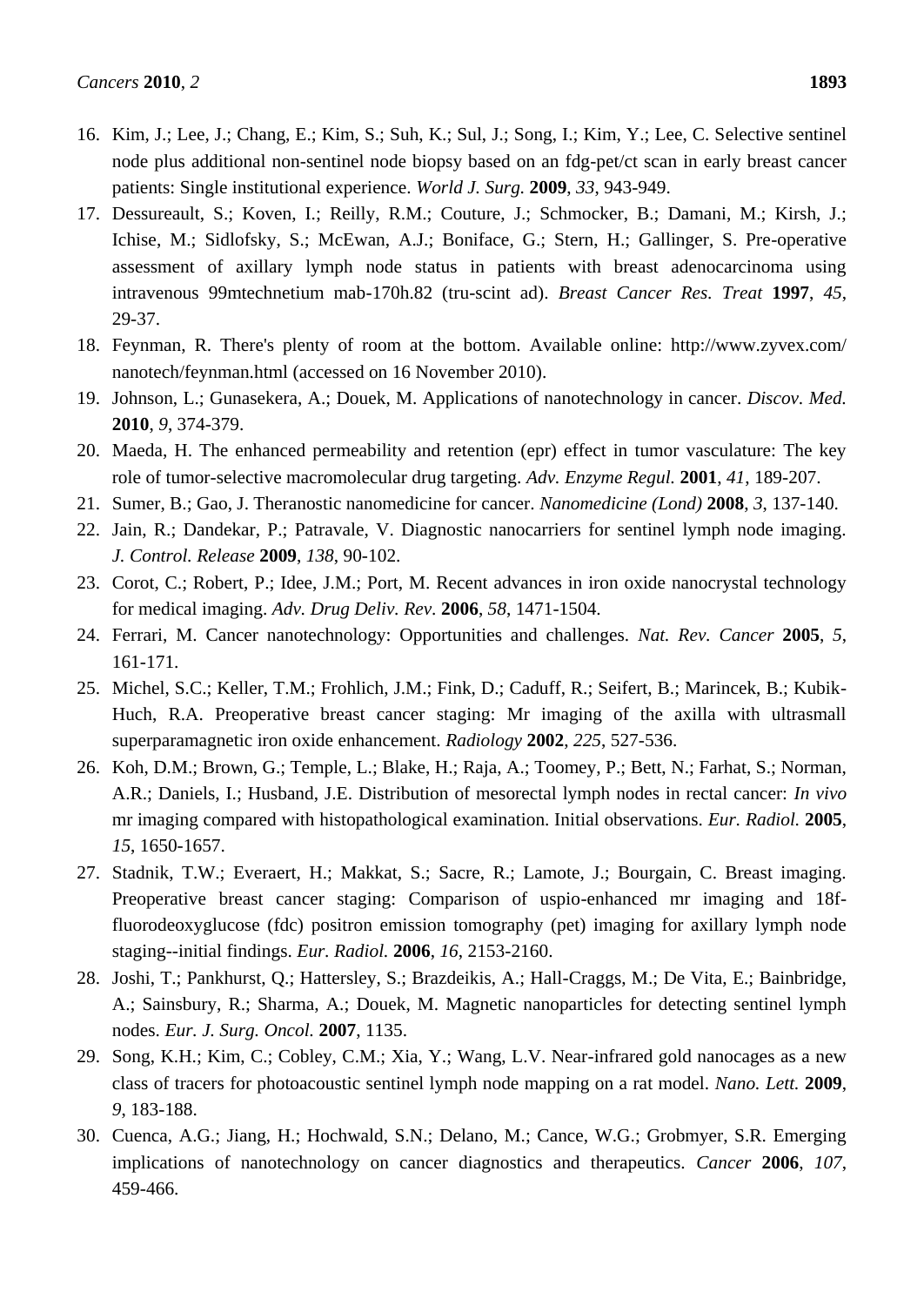16. Kim, J.; Lee, J.; Chang, E.; Kim, S.; Suh, K.; Sul, J.; Song, I.; Kim, Y.; Lee, C. Selective sentinel node plus additional non-sentinel node biopsy based on an fdg-pet/ct scan in early breast cancer patients: Single institutional experience. *World J. Surg.* **2009**, *33*, 943-949.
17. Dessureault, S.; Koven, I.; Reilly, R.M.; Couture, J.; Schmocker, B.; Damani, M.; Kirsh, J.; Ichise, M.; Sidlofsky, S.; McEwan, A.J.; Boniface, G.; Stern, H.; Gallinger, S. Pre-operative assessment of axillary lymph node status in patients with breast adenocarcinoma using intravenous 99mtechnetium mab-170h.82 (tru-scint ad). *Breast Cancer Res. Treat* **1997**, *45*, 29-37.
18. Feynman, R. There's plenty of room at the bottom. Available online: http://www.zyvex.com/nanotech/feynman.html (accessed on 16 November 2010).
19. Johnson, L.; Gunasekera, A.; Douek, M. Applications of nanotechnology in cancer. *Discov. Med.* **2010**, *9*, 374-379.
20. Maeda, H. The enhanced permeability and retention (epr) effect in tumor vasculature: The key role of tumor-selective macromolecular drug targeting. *Adv. Enzyme Regul.* **2001**, *41*, 189-207.
21. Sumer, B.; Gao, J. Theranostic nanomedicine for cancer. *Nanomedicine (Lond)* **2008**, *3*, 137-140.
22. Jain, R.; Dandekar, P.; Patravale, V. Diagnostic nanocarriers for sentinel lymph node imaging. *J. Control. Release* **2009**, *138*, 90-102.
23. Corot, C.; Robert, P.; Idee, J.M.; Port, M. Recent advances in iron oxide nanocrystal technology for medical imaging. *Adv. Drug Deliv. Rev.* **2006**, *58*, 1471-1504.
24. Ferrari, M. Cancer nanotechnology: Opportunities and challenges. *Nat. Rev. Cancer* **2005**, *5*, 161-171.
25. Michel, S.C.; Keller, T.M.; Frohlich, J.M.; Fink, D.; Caduff, R.; Seifert, B.; Marincek, B.; Kubik-Huch, R.A. Preoperative breast cancer staging: Mr imaging of the axilla with ultrasmall superparamagnetic iron oxide enhancement. *Radiology* **2002**, *225*, 527-536.
26. Koh, D.M.; Brown, G.; Temple, L.; Blake, H.; Raja, A.; Toomey, P.; Bett, N.; Farhat, S.; Norman, A.R.; Daniels, I.; Husband, J.E. Distribution of mesorectal lymph nodes in rectal cancer: *In vivo* mr imaging compared with histopathological examination. Initial observations. *Eur. Radiol.* **2005**, *15*, 1650-1657.
27. Stadnik, T.W.; Everaert, H.; Makkat, S.; Sacre, R.; Lamote, J.; Bourgain, C. Breast imaging. Preoperative breast cancer staging: Comparison of uspio-enhanced mr imaging and 18f-fluorodeoxyglucose (fdc) positron emission tomography (pet) imaging for axillary lymph node staging--initial findings. *Eur. Radiol.* **2006**, *16*, 2153-2160.
28. Joshi, T.; Pankhurst, Q.; Hattersley, S.; Brazdeikis, A.; Hall-Craggs, M.; De Vita, E.; Bainbridge, A.; Sainsbury, R.; Sharma, A.; Douek, M. Magnetic nanoparticles for detecting sentinel lymph nodes. *Eur. J. Surg. Oncol.* **2007**, 1135.
29. Song, K.H.; Kim, C.; Cobley, C.M.; Xia, Y.; Wang, L.V. Near-infrared gold nanocages as a new class of tracers for photoacoustic sentinel lymph node mapping on a rat model. *Nano. Lett.* **2009**, *9*, 183-188.
30. Cuenca, A.G.; Jiang, H.; Hochwald, S.N.; Delano, M.; Cance, W.G.; Grobmyer, S.R. Emerging implications of nanotechnology on cancer diagnostics and therapeutics. *Cancer* **2006**, *107*, 459-466.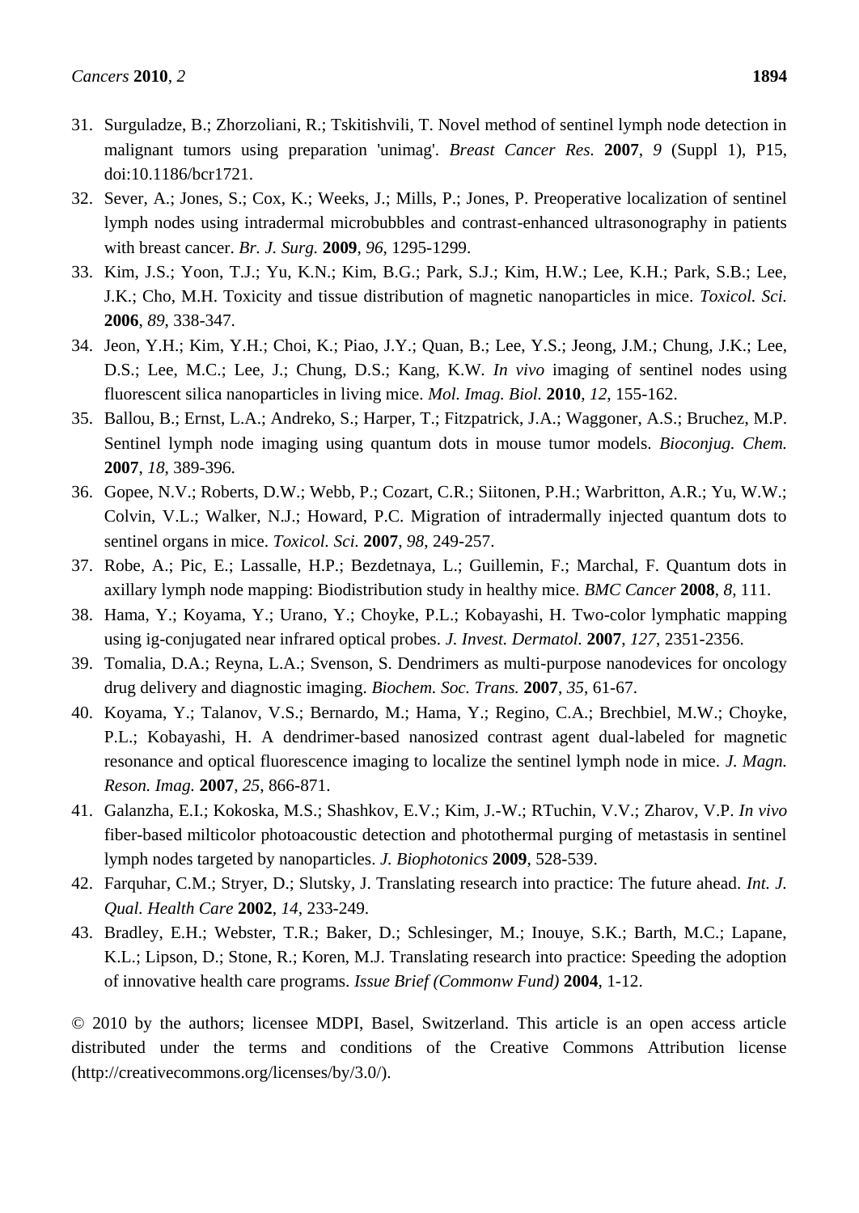31. Surguladze, B.; Zhorzoliani, R.; Tskitishvili, T. Novel method of sentinel lymph node detection in malignant tumors using preparation 'unimag'. *Breast Cancer Res.* **2007**, *9* (Suppl 1), P15, doi:10.1186/bcr1721.
32. Sever, A.; Jones, S.; Cox, K.; Weeks, J.; Mills, P.; Jones, P. Preoperative localization of sentinel lymph nodes using intradermal microbubbles and contrast-enhanced ultrasonography in patients with breast cancer. *Br. J. Surg.* **2009**, *96*, 1295-1299.
33. Kim, J.S.; Yoon, T.J.; Yu, K.N.; Kim, B.G.; Park, S.J.; Kim, H.W.; Lee, K.H.; Park, S.B.; Lee, J.K.; Cho, M.H. Toxicity and tissue distribution of magnetic nanoparticles in mice. *Toxicol. Sci.* **2006**, *89*, 338-347.
34. Jeon, Y.H.; Kim, Y.H.; Choi, K.; Piao, J.Y.; Quan, B.; Lee, Y.S.; Jeong, J.M.; Chung, J.K.; Lee, D.S.; Lee, M.C.; Lee, J.; Chung, D.S.; Kang, K.W. *In vivo* imaging of sentinel nodes using fluorescent silica nanoparticles in living mice. *Mol. Imag. Biol.* **2010**, *12*, 155-162.
35. Ballou, B.; Ernst, L.A.; Andreko, S.; Harper, T.; Fitzpatrick, J.A.; Waggoner, A.S.; Bruchez, M.P. Sentinel lymph node imaging using quantum dots in mouse tumor models. *Bioconjug. Chem.* **2007**, *18*, 389-396.
36. Gopee, N.V.; Roberts, D.W.; Webb, P.; Cozart, C.R.; Siitonen, P.H.; Warbritton, A.R.; Yu, W.W.; Colvin, V.L.; Walker, N.J.; Howard, P.C. Migration of intradermally injected quantum dots to sentinel organs in mice. *Toxicol. Sci.* **2007**, *98*, 249-257.
37. Robe, A.; Pic, E.; Lassalle, H.P.; Bezdetnaya, L.; Guillemin, F.; Marchal, F. Quantum dots in axillary lymph node mapping: Biodistribution study in healthy mice. *BMC Cancer* **2008**, *8*, 111.
38. Hama, Y.; Koyama, Y.; Urano, Y.; Choyke, P.L.; Kobayashi, H. Two-color lymphatic mapping using ig-conjugated near infrared optical probes. *J. Invest. Dermatol.* **2007**, *127*, 2351-2356.
39. Tomalia, D.A.; Reyna, L.A.; Svenson, S. Dendrimers as multi-purpose nanodevices for oncology drug delivery and diagnostic imaging. *Biochem. Soc. Trans.* **2007**, *35*, 61-67.
40. Koyama, Y.; Talanov, V.S.; Bernardo, M.; Hama, Y.; Regino, C.A.; Brechbiel, M.W.; Choyke, P.L.; Kobayashi, H. A dendrimer-based nanosized contrast agent dual-labeled for magnetic resonance and optical fluorescence imaging to localize the sentinel lymph node in mice. *J. Magn. Reson. Imag.* **2007**, *25*, 866-871.
41. Galanzha, E.I.; Kokoska, M.S.; Shashkov, E.V.; Kim, J.-W.; RTuchin, V.V.; Zharov, V.P. *In vivo* fiber-based milticolor photoacoustic detection and photothermal purging of metastasis in sentinel lymph nodes targeted by nanoparticles. *J. Biophotonics* **2009**, 528-539.
42. Farquhar, C.M.; Stryer, D.; Slutsky, J. Translating research into practice: The future ahead. *Int. J. Qual. Health Care* **2002**, *14*, 233-249.
43. Bradley, E.H.; Webster, T.R.; Baker, D.; Schlesinger, M.; Inouye, S.K.; Barth, M.C.; Lapane, K.L.; Lipson, D.; Stone, R.; Koren, M.J. Translating research into practice: Speeding the adoption of innovative health care programs. *Issue Brief (Commonw Fund)* **2004**, 1-12.

© 2010 by the authors; licensee MDPI, Basel, Switzerland. This article is an open access article distributed under the terms and conditions of the Creative Commons Attribution license (http://creativecommons.org/licenses/by/3.0/).